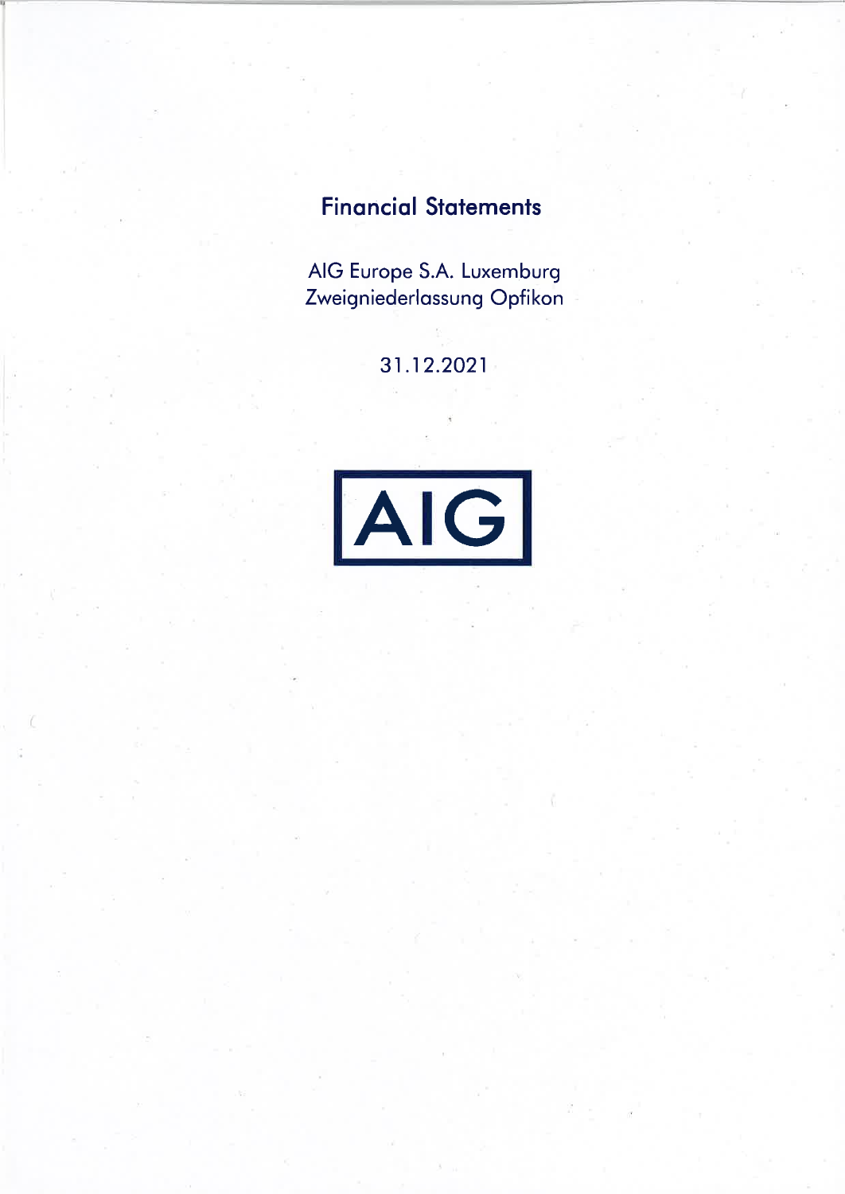# Financial Statements

AIG Europe S.A. Luxemburg
Zweigniederlassung Opfikon

31.12.2021

AIG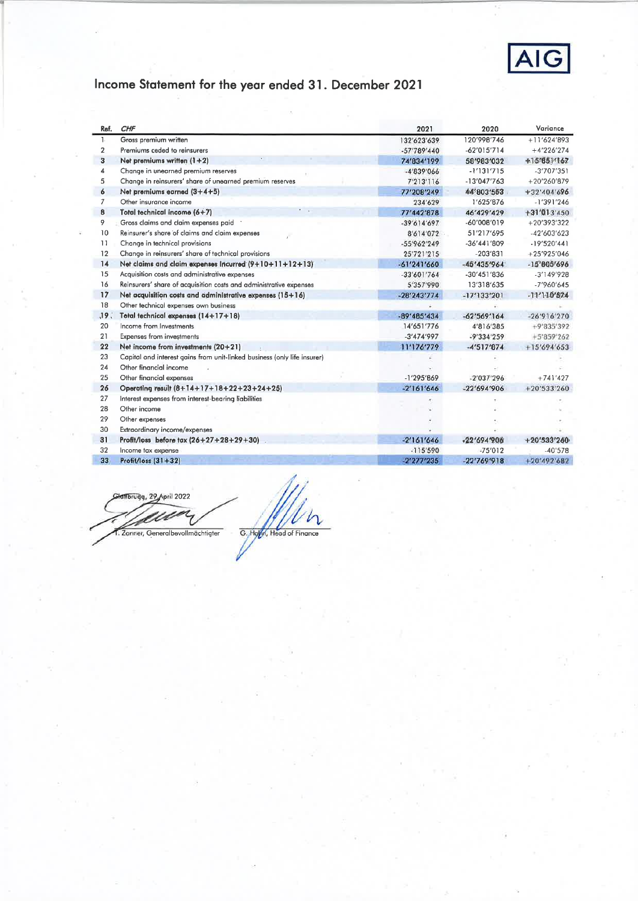# Income Statement for the year ended 31. December 2021

| Ref. | CHF | 2021 | 2020 | Variance |
|---|---|---|---|---|
| 1 | Gross premium written | 132'623'639 | 120'998'746 | +11'624'893 |
| 2 | Premiums ceded to reinsurers | -57'789'440 | -62'015'714 | +4'226'274 |
| **3** | **Net premiums written (1+2)** | **74'834'199** | **58'983'032** | **+15'851'167** |
| 4 | Change in unearned premium reserves | -4'839'066 | -1'131'715 | -3'707'351 |
| 5 | Change in reinsurers' share of unearned premium reserves | 7'213'116 | -13'047'763 | +20'260'879 |
| **6** | **Net premiums earned (3+4+5)** | **77'208'249** | **44'803'553** | **+32'404'696** |
| 7 | Other insurance income | 234'629 | 1'625'876 | -1'391'246 |
| **8** | **Total technical income (6+7)** | **77'442'878** | **46'429'429** | **+31'013'450** |
| 9 | Gross claims and claim expenses paid | -39'614'697 | -60'008'019 | +20'393'322 |
| 10 | Reinsurer's share of claims and claim expenses | 8'614'072 | 51'217'695 | -42'603'623 |
| 11 | Change in technical provisions | -55'962'249 | -36'441'809 | -19'520'441 |
| 12 | Change in reinsurers' share of technical provisions | 25'721'215 | -203'831 | +25'925'046 |
| **14** | **Net claims and claim expenses incurred (9+10+11+12+13)** | **-61'241'660** | **-45'435'964** | **-15'805'696** |
| 15 | Acquisition costs and administrative expenses | -33'601'764 | -30'451'836 | -3'149'928 |
| 16 | Reinsurers' share of acquisition costs and administrative expenses | 5'357'990 | 13'318'635 | -7'960'645 |
| **17** | **Net acquisition costs and administrative expenses (15+16)** | **-28'243'774** | **-17'133'201** | **-11'110'574** |
| 18 | Other technical expenses own business | - | - | - |
| **19** | **Total technical expenses (14+17+18)** | **-89'485'434** | **-62'569'164** | **-26'916'270** |
| 20 | Income from investments | 14'651'776 | 4'816'385 | +9'835'392 |
| 21 | Expenses from investments | -3'474'997 | -9'334'259 | +5'859'262 |
| **22** | **Net income from investments (20+21)** | **11'176'779** | **-4'517'874** | **+15'694'653** |
| 23 | Capital and interest gains from unit-linked business (only life insurer) | - | - | - |
| 24 | Other financial income | - | - | - |
| 25 | Other financial expenses | -1'295'869 | -2'037'296 | +741'427 |
| **26** | **Operating result (8+14+17+18+22+23+24+25)** | **-2'161'646** | **-22'694'906** | **+20'533'260** |
| 27 | Interest expenses from interest-bearing liabilities | - | - | - |
| 28 | Other income | - | - | - |
| 29 | Other expenses | - | - | - |
| 30 | Extraordinary income/expenses | - | - | - |
| **31** | **Profit/loss before tax (26+27+28+29+30)** | **-2'161'646** | **-22'694'906** | **+20'533'260** |
| 32 | Income tax expense | -115'590 | -75'012 | -40'578 |
| **33** | **Profit/loss (31+32)** | **-2'277'235** | **-22'769'918** | **+20'492'682** |

Glattbrugg, 29 April 2022

T. Zonner, Generalbevollmächtigter

G. Hohn, Head of Finance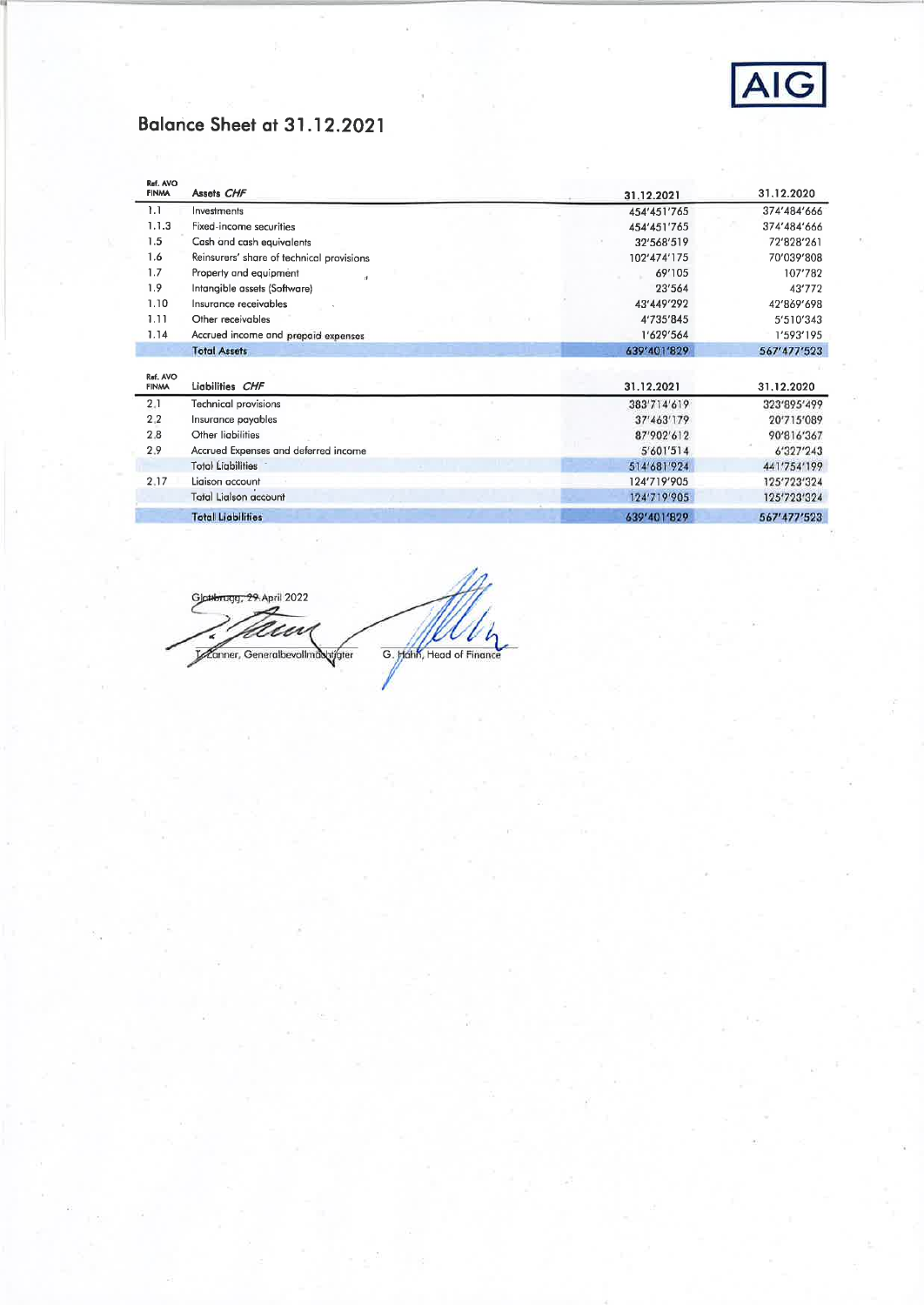# Balance Sheet at 31.12.2021

| Ref. AVO FINMA | Assets *CHF* | 31.12.2021 | 31.12.2020 |
|---|---|---|---|
| 1.1 | Investments | 454'451'765 | 374'484'666 |
| 1.1.3 | Fixed-income securities | 454'451'765 | 374'484'666 |
| 1.5 | Cash and cash equivalents | 32'568'519 | 72'828'261 |
| 1.6 | Reinsurers' share of technical provisions | 102'474'175 | 70'039'808 |
| 1.7 | Property and equipment | 69'105 | 107'782 |
| 1.9 | Intangible assets (Software) | 23'564 | 43'772 |
| 1.10 | Insurance receivables | 43'449'292 | 42'869'698 |
| 1.11 | Other receivables | 4'735'845 | 5'510'343 |
| 1.14 | Accrued income and prepaid expenses | 1'629'564 | 1'593'195 |
| | **Total Assets** | **639'401'829** | **567'477'523** |

| Ref. AVO FINMA | Liabilities *CHF* | 31.12.2021 | 31.12.2020 |
|---|---|---|---|
| 2.1 | Technical provisions | 383'714'619 | 323'895'499 |
| 2.2 | Insurance payables | 37'463'179 | 20'715'089 |
| 2.8 | Other liabilities | 87'902'612 | 90'816'367 |
| 2.9 | Accrued Expenses and deferred income | 5'601'514 | 6'327'243 |
| | Total Liabilities | 514'681'924 | 441'754'199 |
| 2.17 | Liaison account | 124'719'905 | 125'723'324 |
| | Total Liaison account | 124'719'905 | 125'723'324 |
| | **Total Liabilities** | **639'401'829** | **567'477'523** |

Glattbrugg, 29 April 2022

T. Zanner, Generalbevollmächtigter G. Hahn, Head of Finance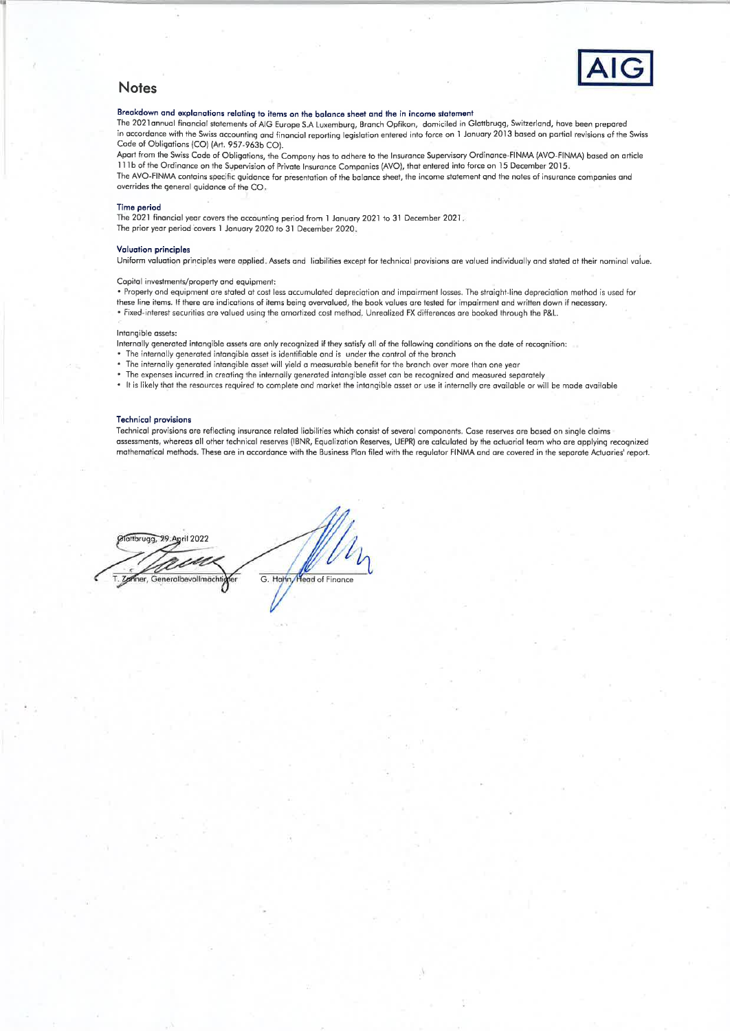# Notes

### Breakdown and explanations relating to items on the balance sheet and the in income statement

The 2021annual financial statements of AIG Europe S.A Luxemburg, Branch Opfikon, domiciled in Glattbrugg, Switzerland, have been prepared in accordance with the Swiss accounting and financial reporting legislation entered into force on 1 January 2013 based on partial revisions of the Swiss Code of Obligations (CO) (Art. 957-963b CO).

Apart from the Swiss Code of Obligations, the Company has to adhere to the Insurance Supervisory Ordinance-FINMA (AVO-FINMA) based on article 111b of the Ordinance on the Supervision of Private Insurance Companies (AVO), that entered into force on 15 December 2015.

The AVO-FINMA contains specific guidance for presentation of the balance sheet, the income statement and the notes of insurance companies and overrides the general guidance of the CO.

### Time period

The 2021 financial year covers the accounting period from 1 January 2021 to 31 December 2021.
The prior year period covers 1 January 2020 to 31 December 2020.

### Valuation principles

Uniform valuation principles were applied. Assets and liabilities except for technical provisions are valued individually and stated at their nominal value.

Capital investments/property and equipment:

- Property and equipment are stated at cost less accumulated depreciation and impairment losses. The straight-line depreciation method is used for these line items. If there are indications of items being overvalued, the book values are tested for impairment and written down if necessary.
- Fixed-interest securities are valued using the amortized cost method. Unrealized FX differences are booked through the P&L.

Intangible assets:

Internally generated intangible assets are only recognized if they satisfy all of the following conditions on the date of recognition:

- The internally generated intangible asset is identifiable and is under the control of the branch
- The internally generated intangible asset will yield a measurable benefit for the branch over more than one year
- The expenses incurred in creating the internally generated intangible asset can be recognized and measured separately
- It is likely that the resources required to complete and market the intangible asset or use it internally are available or will be made available

### Technical provisions

Technical provisions are reflecting insurance related liabilities which consist of several components. Case reserves are based on single claims assessments, whereas all other technical reserves (IBNR, Equalization Reserves, UEPR) are calculated by the actuarial team who are applying recognized mathematical methods. These are in accordance with the Business Plan filed with the regulator FINMA and are covered in the separate Actuaries' report.

Glattbrugg, 29 April 2022

T. Zanner, Generalbevollmächtigter

G. Hahn, Head of Finance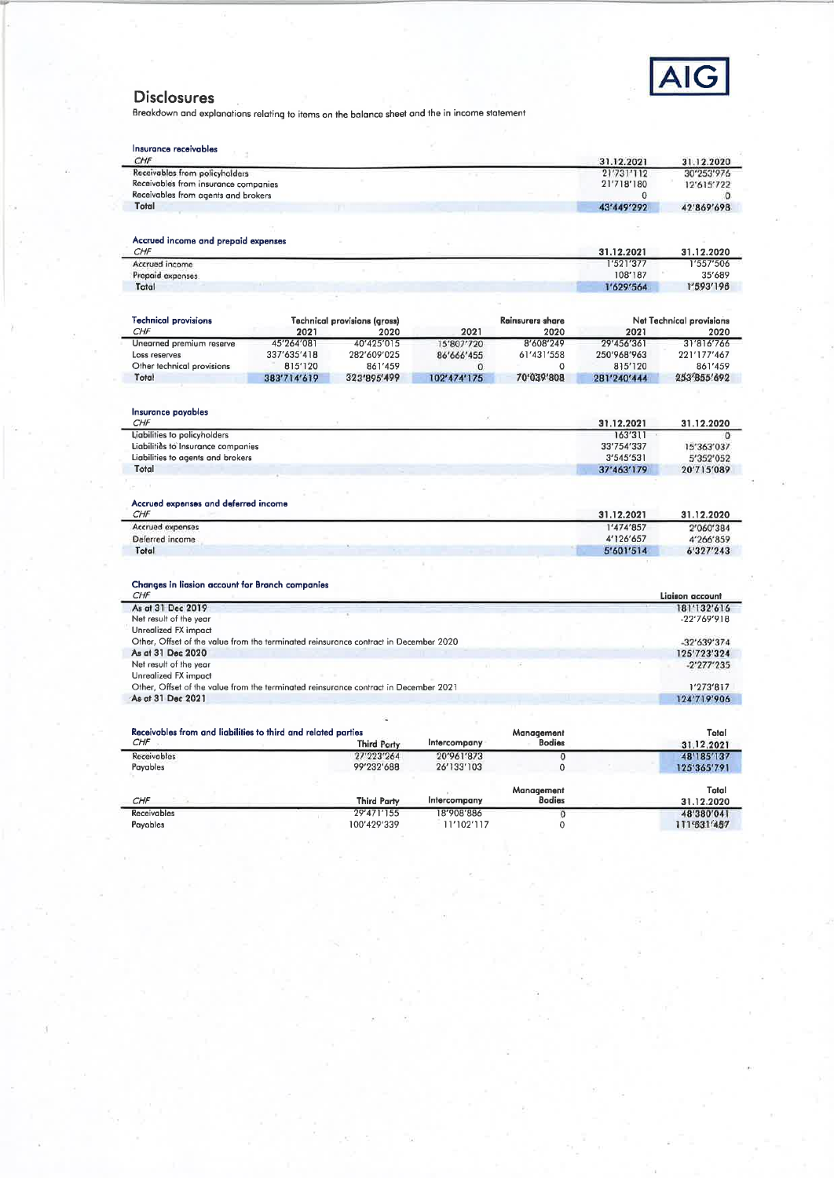## Disclosures

Breakdown and explanations relating to items on the balance sheet and the in income statement

### Insurance receivables

| CHF | 31.12.2021 | 31.12.2020 |
|---|---|---|
| Receivables from policyholders | 21'731'112 | 30'253'976 |
| Receivables from insurance companies | 21'718'180 | 12'615'722 |
| Receivables from agents and brokers | 0 | 0 |
| **Total** | **43'449'292** | **42'869'698** |

### Accrued income and prepaid expenses

| CHF | 31.12.2021 | 31.12.2020 |
|---|---|---|
| Accrued income | 1'521'377 | 1'557'506 |
| Prepaid expenses | 108'187 | 35'689 |
| **Total** | **1'629'564** | **1'593'198** |

### Technical provisions

| CHF | Technical provisions (gross) 2021 | 2020 | Reinsurers share 2021 | 2020 | Net Technical provisions 2021 | 2020 |
|---|---|---|---|---|---|---|
| Unearned premium reserve | 45'264'081 | 40'425'015 | 15'807'720 | 8'608'249 | 29'456'361 | 31'816'766 |
| Loss reserves | 337'635'418 | 282'609'025 | 86'666'455 | 61'431'558 | 250'968'963 | 221'177'467 |
| Other technical provisions | 815'120 | 861'459 | 0 | 0 | 815'120 | 861'459 |
| **Total** | **383'714'619** | **323'895'499** | **102'474'175** | **70'039'808** | **281'240'444** | **253'855'692** |

### Insurance payables

| CHF | 31.12.2021 | 31.12.2020 |
|---|---|---|
| Liabilities to policyholders | 163'311 | 0 |
| Liabilitiès to Insurance companies | 33'754'337 | 15'363'037 |
| Liabilities to agents and brokers | 3'545'531 | 5'352'052 |
| **Total** | **37'463'179** | **20'715'089** |

### Accrued expenses and deferred income

| CHF | 31.12.2021 | 31.12.2020 |
|---|---|---|
| Accrued expenses | 1'474'857 | 2'060'384 |
| Deferred income | 4'126'657 | 4'266'859 |
| **Total** | **5'601'514** | **6'327'243** |

### Changes in liasion account for Branch companies

| CHF | Liaison account |
|---|---|
| **As at 31 Dec 2019** | **181'132'616** |
| Net result of the year | -22'769'918 |
| Unrealized FX impact | |
| Other, Offset of the value from the terminated reinsurance contract in December 2020 | -32'639'374 |
| **As at 31 Dec 2020** | **125'723'324** |
| Net result of the year | -2'277'235 |
| Unrealized FX impact | |
| Other, Offset of the value from the terminated reinsurance contract in December 2021 | 1'273'817 |
| **As at 31 Dec 2021** | **124'719'906** |

### Receivables from and liabilities to third and related parties

| CHF | Third Party | Intercompany | Management Bodies | Total 31.12.2021 |
|---|---|---|---|---|
| Receivables | 27'223'264 | 20'961'873 | 0 | 48'185'137 |
| Payables | 99'232'688 | 26'133'103 | 0 | 125'365'791 |

| CHF | Third Party | Intercompany | Management Bodies | Total 31.12.2020 |
|---|---|---|---|---|
| Receivables | 29'471'155 | 18'908'886 | 0 | 48'380'041 |
| Payables | 100'429'339 | 11'102'117 | 0 | 111'531'457 |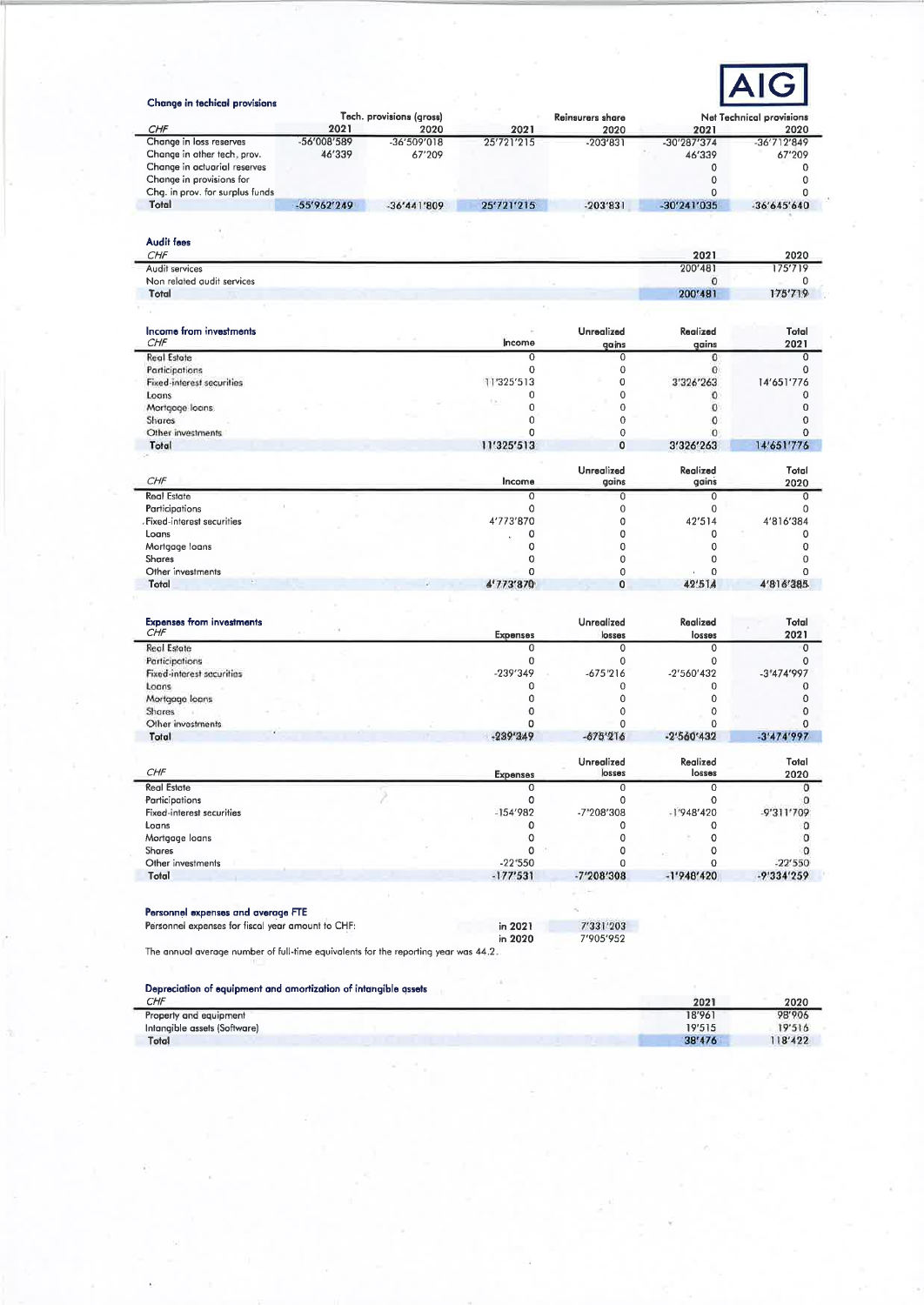### Change in techical provisions

| CHF | Tech. provisions (gross) 2021 | 2020 | Reinsurers share 2021 | 2020 | Net Technical provisions 2021 | 2020 |
|---|---|---|---|---|---|---|
| Change in loss reserves | -56'008'589 | -36'509'018 | 25'721'215 | -203'831 | -30'287'374 | -36'712'849 |
| Change in other tech. prov. | 46'339 | 67'209 | | | 46'339 | 67'209 |
| Change in actuarial reserves | | | | | 0 | 0 |
| Change in provisions for | | | | | 0 | 0 |
| Chg. in prov. for surplus funds | | | | | 0 | 0 |
| **Total** | -55'962'249 | -36'441'809 | 25'721'215 | -203'831 | -30'241'035 | -36'645'640 |

### Audit fees

| CHF | 2021 | 2020 |
|---|---|---|
| Audit services | 200'481 | 175'719 |
| Non related audit services | 0 | 0 |
| **Total** | 200'481 | 175'719 |

### Income from investments

| CHF | Income | Unrealized gains | Realized gains | Total 2021 |
|---|---|---|---|---|
| Real Estate | 0 | 0 | 0 | 0 |
| Participations | 0 | 0 | 0 | 0 |
| Fixed-interest securities | 11'325'513 | 0 | 3'326'263 | 14'651'776 |
| Loans | 0 | 0 | 0 | 0 |
| Mortgage loans | 0 | 0 | 0 | 0 |
| Shares | 0 | 0 | 0 | 0 |
| Other investments | 0 | 0 | 0 | 0 |
| **Total** | 11'325'513 | 0 | 3'326'263 | 14'651'776 |

| CHF | Income | Unrealized gains | Realized gains | Total 2020 |
|---|---|---|---|---|
| Real Estate | 0 | 0 | 0 | 0 |
| Participations | 0 | 0 | 0 | 0 |
| Fixed-interest securities | 4'773'870 | 0 | 42'514 | 4'816'384 |
| Loans | 0 | 0 | 0 | 0 |
| Mortgage loans | 0 | 0 | 0 | 0 |
| Shares | 0 | 0 | 0 | 0 |
| Other investments | 0 | 0 | 0 | 0 |
| **Total** | 4'773'870 | 0 | 42'514 | 4'816'385 |

### Expenses from investments

| CHF | Expenses | Unrealized losses | Realized losses | Total 2021 |
|---|---|---|---|---|
| Real Estate | 0 | 0 | 0 | 0 |
| Participations | 0 | 0 | 0 | 0 |
| Fixed-interest securities | -239'349 | -675'216 | -2'560'432 | -3'474'997 |
| Loans | 0 | 0 | 0 | 0 |
| Mortgage loans | 0 | 0 | 0 | 0 |
| Shares | 0 | 0 | 0 | 0 |
| Other investments | 0 | 0 | 0 | 0 |
| **Total** | -239'349 | -675'216 | -2'560'432 | -3'474'997 |

| CHF | Expenses | Unrealized losses | Realized losses | Total 2020 |
|---|---|---|---|---|
| Real Estate | 0 | 0 | 0 | 0 |
| Participations | 0 | 0 | 0 | 0 |
| Fixed-interest securities | -154'982 | -7'208'308 | -1'948'420 | -9'311'709 |
| Loans | 0 | 0 | 0 | 0 |
| Mortgage loans | 0 | 0 | 0 | 0 |
| Shares | 0 | 0 | 0 | 0 |
| Other investments | -22'550 | 0 | 0 | -22'550 |
| **Total** | -177'531 | -7'208'308 | -1'948'420 | -9'334'259 |

### Personnel expenses and average FTE

Personnel expenses for fiscal year amount to CHF:

| | |
|---|---|
| in 2021 | 7'331'203 |
| in 2020 | 7'905'952 |

The annual average number of full-time equivalents for the reporting year was 44.2.

### Depreciation of equipment and amortization of intangible assets

| CHF | 2021 | 2020 |
|---|---|---|
| Property and equipment | 18'961 | 98'906 |
| Intangible assets (Software) | 19'515 | 19'516 |
| **Total** | 38'476 | 118'422 |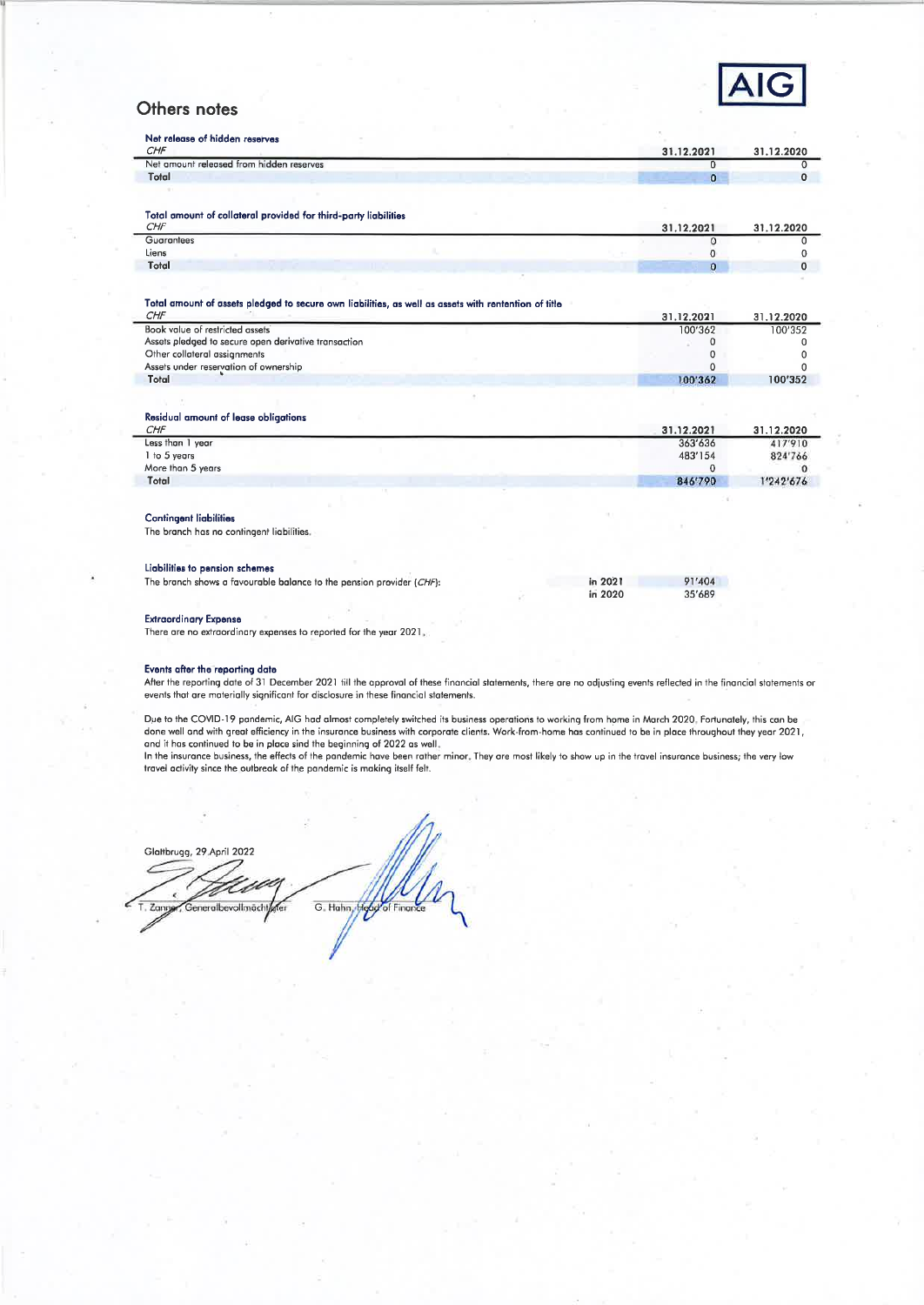## Others notes

**Net release of hidden reserves**

| *CHF* | 31.12.2021 | 31.12.2020 |
|---|---|---|
| Net amount released from hidden reserves | 0 | 0 |
| **Total** | **0** | **0** |

**Total amount of collateral provided for third-party liabilities**

| *CHF* | 31.12.2021 | 31.12.2020 |
|---|---|---|
| Guarantees | 0 | 0 |
| Liens | 0 | 0 |
| **Total** | **0** | **0** |

**Total amount of assets pledged to secure own liabilities, as well as assets with rentention of title**

| *CHF* | 31.12.2021 | 31.12.2020 |
|---|---|---|
| Book value of restricted assets | 100'362 | 100'352 |
| Assets pledged to secure open derivative transaction | 0 | 0 |
| Other collateral assignments | 0 | 0 |
| Assets under reservation of ownership | 0 | 0 |
| **Total** | **100'362** | **100'352** |

**Residual amount of lease obligations**

| *CHF* | 31.12.2021 | 31.12.2020 |
|---|---|---|
| Less than 1 year | 363'636 | 417'910 |
| 1 to 5 years | 483'154 | 824'766 |
| More than 5 years | 0 | 0 |
| **Total** | **846'790** | **1'242'676** |

**Contingent liabilities**

The branch has no contingent liabilities.

**Liabilities to pension schemes**

| | | |
|---|---|---|
| The branch shows a favourable balance to the pension provider (*CHF*): | in 2021 | 91'404 |
| | in 2020 | 35'689 |

**Extraordinary Expense**

There are no extraordinary expenses to reported for the year 2021.

**Events after the reporting date**

After the reporting date of 31 December 2021 till the approval of these financial statements, there are no adjusting events reflected in the financial statements or events that are materially significant for disclosure in these financial statements.

Due to the COVID-19 pandemic, AIG had almost completely switched its business operations to working from home in March 2020. Fortunately, this can be done well and with great efficiency in the insurance business with corporate clients. Work-from-home has continued to be in place throughout they year 2021, and it has continued to be in place sind the beginning of 2022 as well.

In the insurance business, the effects of the pandemic have been rather minor. They are most likely to show up in the travel insurance business; the very low travel activity since the outbreak of the pandemic is making itself felt.

Glattbrugg, 29 April 2022

T. Zanner, Generalbevollmächtigter

G. Hahn, Head of Finance